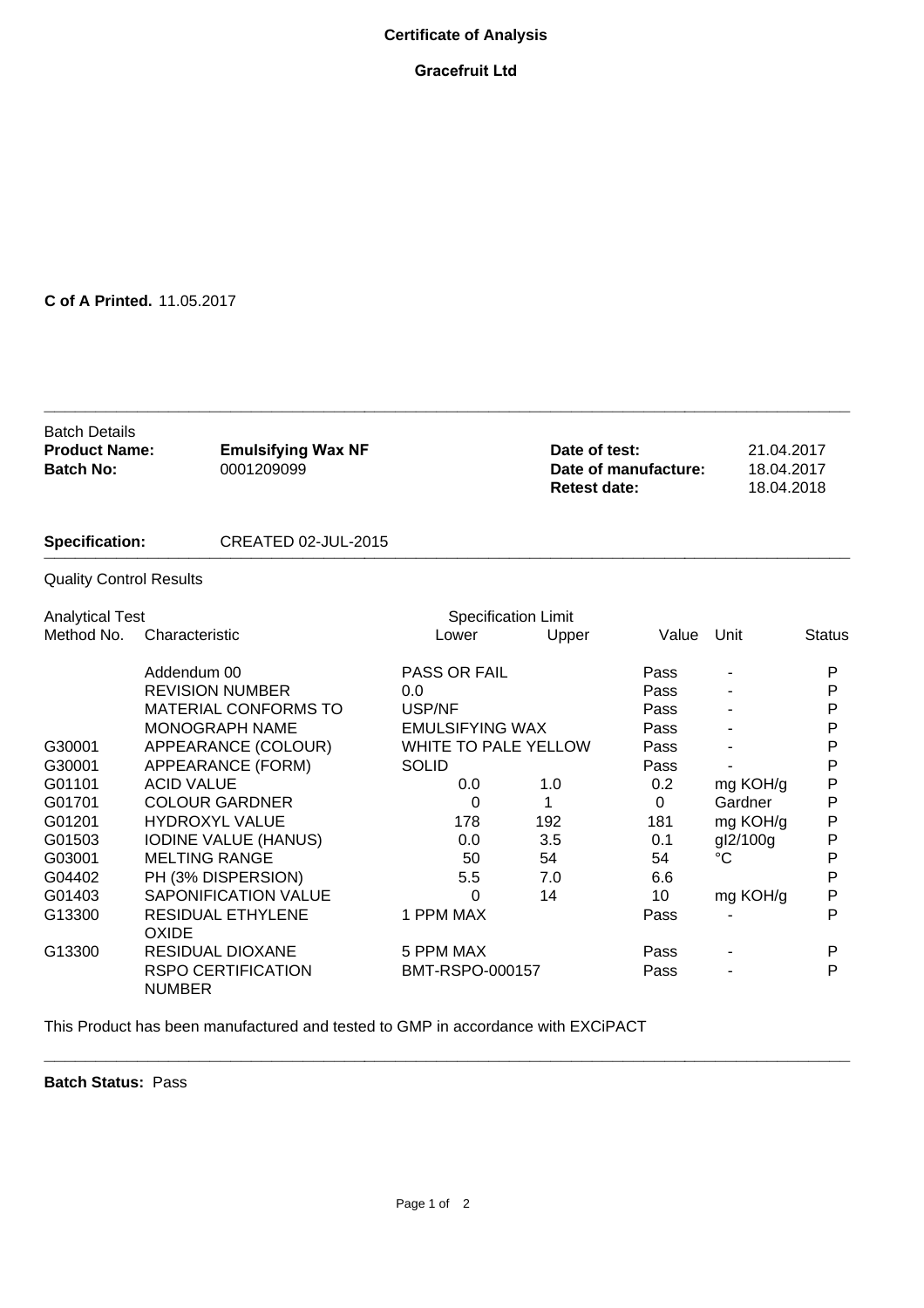# Certificate of Analysis

## Gracefruit Ltd

**C of A Printed.** 11.05.2017

---

Batch Details

| | | | |
|---|---|---|---|
| **Product Name:** | **Emulsifying Wax NF** | **Date of test:** | 21.04.2017 |
| **Batch No:** | 0001209099 | **Date of manufacture:** | 18.04.2017 |
| | | **Retest date:** | 18.04.2018 |

**Specification:** CREATED 02-JUL-2015

---

Quality Control Results

| Analytical Test Method No. | Characteristic | Specification Limit Lower | Specification Limit Upper | Value | Unit | Status |
|---|---|---|---|---|---|---|
| | Addendum 00 | PASS OR FAIL | | Pass | - | P |
| | REVISION NUMBER | 0.0 | | Pass | - | P |
| | MATERIAL CONFORMS TO | USP/NF | | Pass | - | P |
| | MONOGRAPH NAME | EMULSIFYING WAX | | Pass | - | P |
| G30001 | APPEARANCE (COLOUR) | WHITE TO PALE YELLOW | | Pass | - | P |
| G30001 | APPEARANCE (FORM) | SOLID | | Pass | - | P |
| G01101 | ACID VALUE | 0.0 | 1.0 | 0.2 | mg KOH/g | P |
| G01701 | COLOUR GARDNER | 0 | 1 | 0 | Gardner | P |
| G01201 | HYDROXYL VALUE | 178 | 192 | 181 | mg KOH/g | P |
| G01503 | IODINE VALUE (HANUS) | 0.0 | 3.5 | 0.1 | gI2/100g | P |
| G03001 | MELTING RANGE | 50 | 54 | 54 | °C | P |
| G04402 | PH (3% DISPERSION) | 5.5 | 7.0 | 6.6 | | P |
| G01403 | SAPONIFICATION VALUE | 0 | 14 | 10 | mg KOH/g | P |
| G13300 | RESIDUAL ETHYLENE OXIDE | 1 PPM MAX | | Pass | - | P |
| G13300 | RESIDUAL DIOXANE | 5 PPM MAX | | Pass | - | P |
| | RSPO CERTIFICATION NUMBER | BMT-RSPO-000157 | | Pass | - | P |

This Product has been manufactured and tested to GMP in accordance with EXCiPACT

---

**Batch Status:** Pass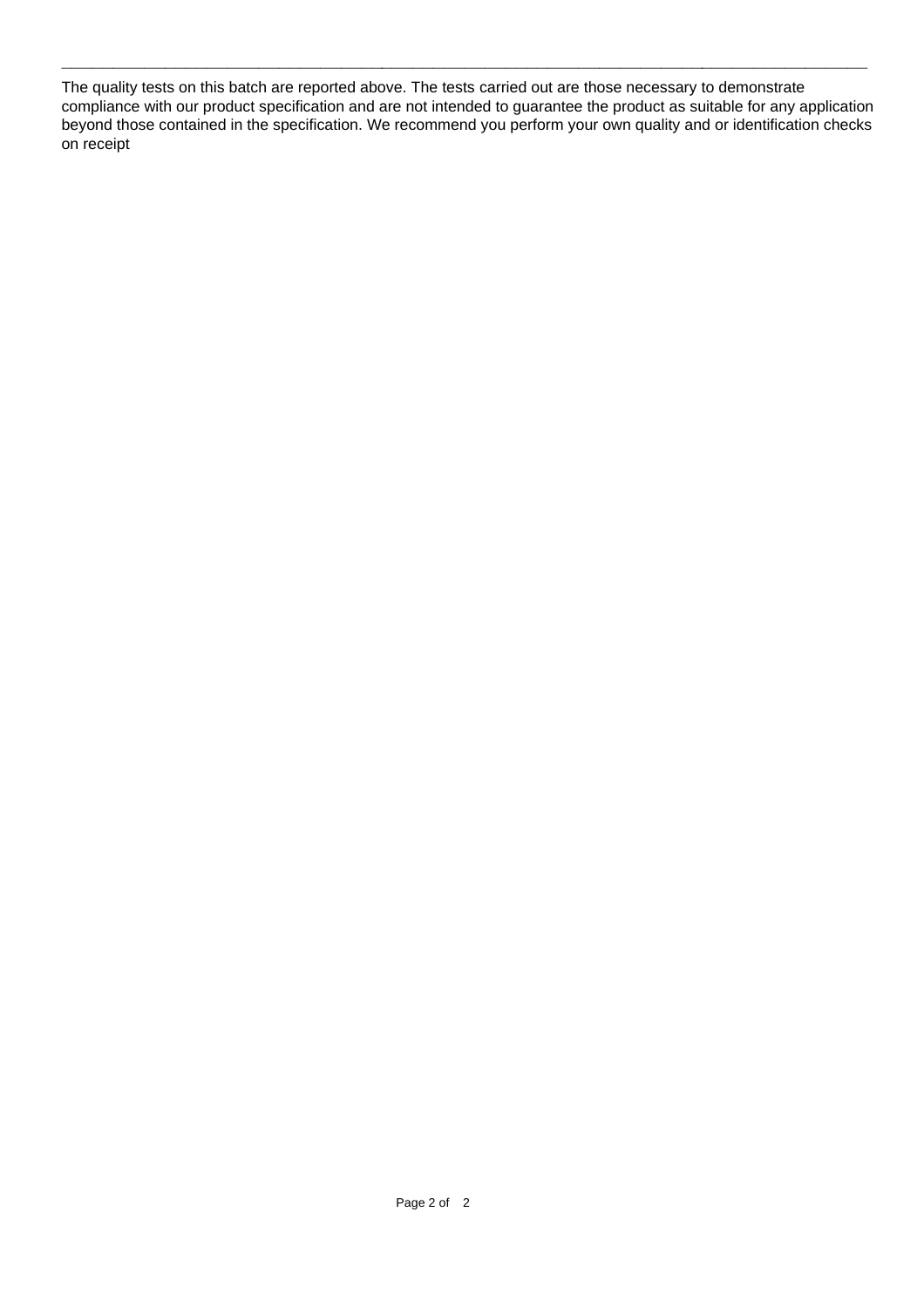The quality tests on this batch are reported above. The tests carried out are those necessary to demonstrate compliance with our product specification and are not intended to guarantee the product as suitable for any application beyond those contained in the specification. We recommend you perform your own quality and or identification checks on receipt